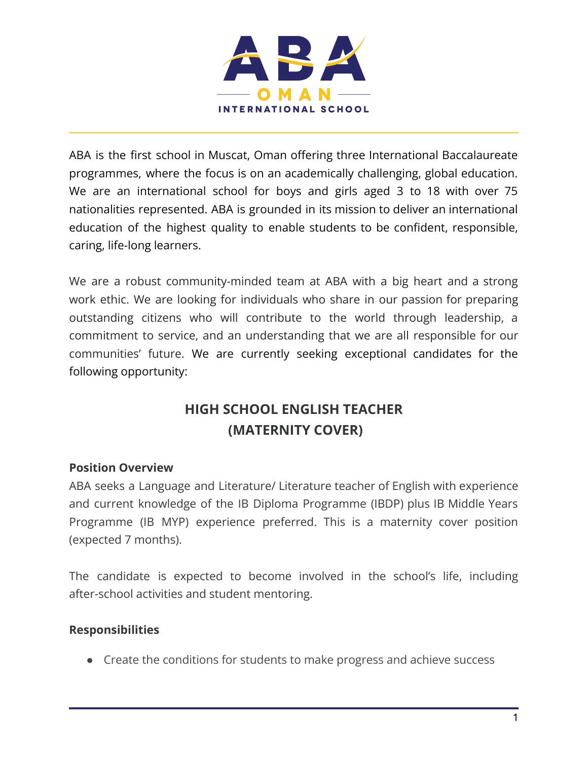ABA OMAN INTERNATIONAL SCHOOL

ABA is the first school in Muscat, Oman offering three International Baccalaureate programmes, where the focus is on an academically challenging, global education. We are an international school for boys and girls aged 3 to 18 with over 75 nationalities represented. ABA is grounded in its mission to deliver an international education of the highest quality to enable students to be confident, responsible, caring, life-long learners.

We are a robust community-minded team at ABA with a big heart and a strong work ethic. We are looking for individuals who share in our passion for preparing outstanding citizens who will contribute to the world through leadership, a commitment to service, and an understanding that we are all responsible for our communities' future. We are currently seeking exceptional candidates for the following opportunity:

## HIGH SCHOOL ENGLISH TEACHER (MATERNITY COVER)

**Position Overview**

ABA seeks a Language and Literature/ Literature teacher of English with experience and current knowledge of the IB Diploma Programme (IBDP) plus IB Middle Years Programme (IB MYP) experience preferred. This is a maternity cover position (expected 7 months).

The candidate is expected to become involved in the school's life, including after-school activities and student mentoring.

**Responsibilities**

- Create the conditions for students to make progress and achieve success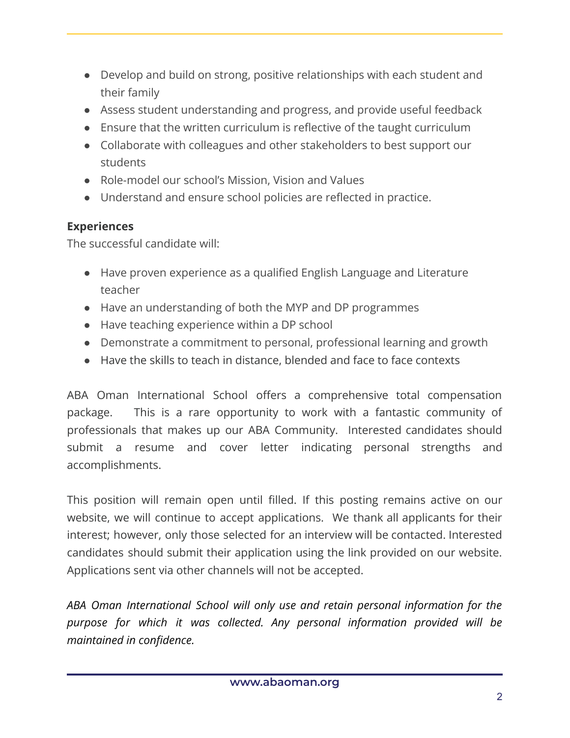- Develop and build on strong, positive relationships with each student and their family
- Assess student understanding and progress, and provide useful feedback
- Ensure that the written curriculum is reflective of the taught curriculum
- Collaborate with colleagues and other stakeholders to best support our students
- Role-model our school's Mission, Vision and Values
- Understand and ensure school policies are reflected in practice.

**Experiences**

The successful candidate will:

- Have proven experience as a qualified English Language and Literature teacher
- Have an understanding of both the MYP and DP programmes
- Have teaching experience within a DP school
- Demonstrate a commitment to personal, professional learning and growth
- Have the skills to teach in distance, blended and face to face contexts

ABA Oman International School offers a comprehensive total compensation package. This is a rare opportunity to work with a fantastic community of professionals that makes up our ABA Community. Interested candidates should submit a resume and cover letter indicating personal strengths and accomplishments.

This position will remain open until filled. If this posting remains active on our website, we will continue to accept applications. We thank all applicants for their interest; however, only those selected for an interview will be contacted. Interested candidates should submit their application using the link provided on our website. Applications sent via other channels will not be accepted.

*ABA Oman International School will only use and retain personal information for the purpose for which it was collected. Any personal information provided will be maintained in confidence.*